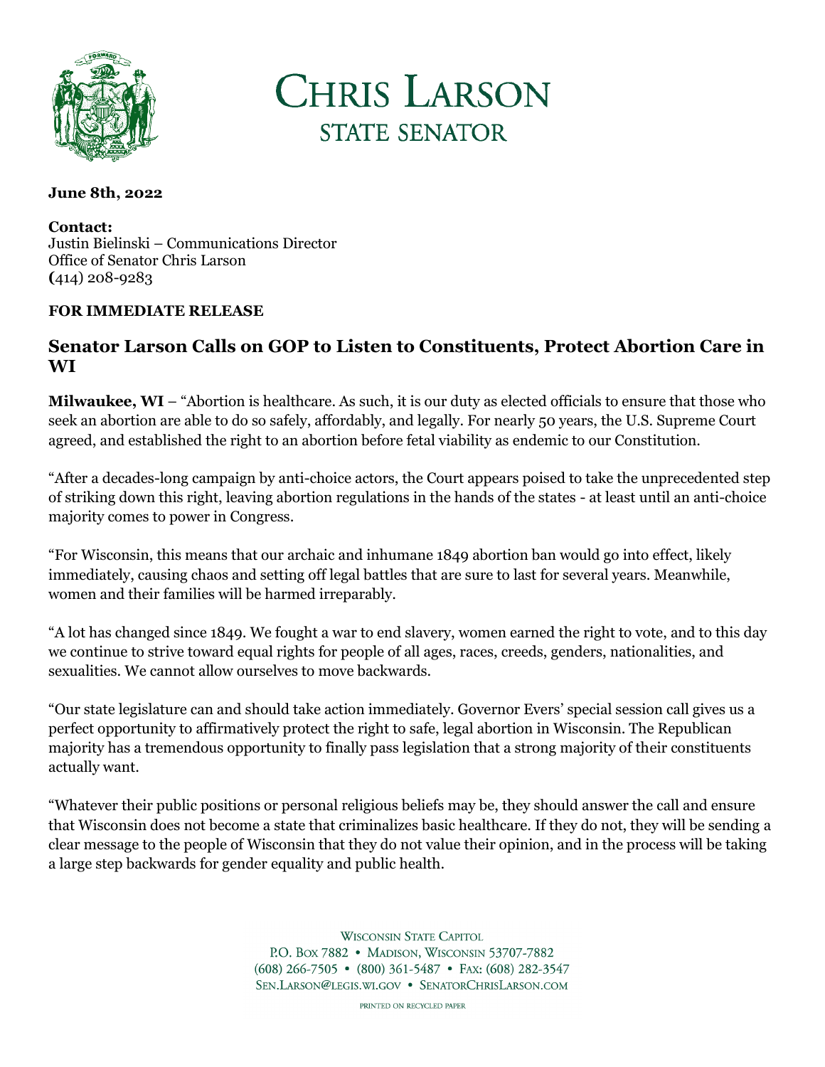# CHRIS LARSON
## STATE SENATOR

**June 8th, 2022**

**Contact:**
Justin Bielinski – Communications Director
Office of Senator Chris Larson
**(**414) 208-9283

**FOR IMMEDIATE RELEASE**

### Senator Larson Calls on GOP to Listen to Constituents, Protect Abortion Care in WI

**Milwaukee, WI** – "Abortion is healthcare. As such, it is our duty as elected officials to ensure that those who seek an abortion are able to do so safely, affordably, and legally. For nearly 50 years, the U.S. Supreme Court agreed, and established the right to an abortion before fetal viability as endemic to our Constitution.

"After a decades-long campaign by anti-choice actors, the Court appears poised to take the unprecedented step of striking down this right, leaving abortion regulations in the hands of the states - at least until an anti-choice majority comes to power in Congress.

"For Wisconsin, this means that our archaic and inhumane 1849 abortion ban would go into effect, likely immediately, causing chaos and setting off legal battles that are sure to last for several years. Meanwhile, women and their families will be harmed irreparably.

"A lot has changed since 1849. We fought a war to end slavery, women earned the right to vote, and to this day we continue to strive toward equal rights for people of all ages, races, creeds, genders, nationalities, and sexualities. We cannot allow ourselves to move backwards.

"Our state legislature can and should take action immediately. Governor Evers' special session call gives us a perfect opportunity to affirmatively protect the right to safe, legal abortion in Wisconsin. The Republican majority has a tremendous opportunity to finally pass legislation that a strong majority of their constituents actually want.

"Whatever their public positions or personal religious beliefs may be, they should answer the call and ensure that Wisconsin does not become a state that criminalizes basic healthcare. If they do not, they will be sending a clear message to the people of Wisconsin that they do not value their opinion, and in the process will be taking a large step backwards for gender equality and public health.

WISCONSIN STATE CAPITOL
P.O. BOX 7882 • MADISON, WISCONSIN 53707-7882
(608) 266-7505 • (800) 361-5487 • FAX: (608) 282-3547
SEN.LARSON@LEGIS.WI.GOV • SENATORCHRISLARSON.COM

PRINTED ON RECYCLED PAPER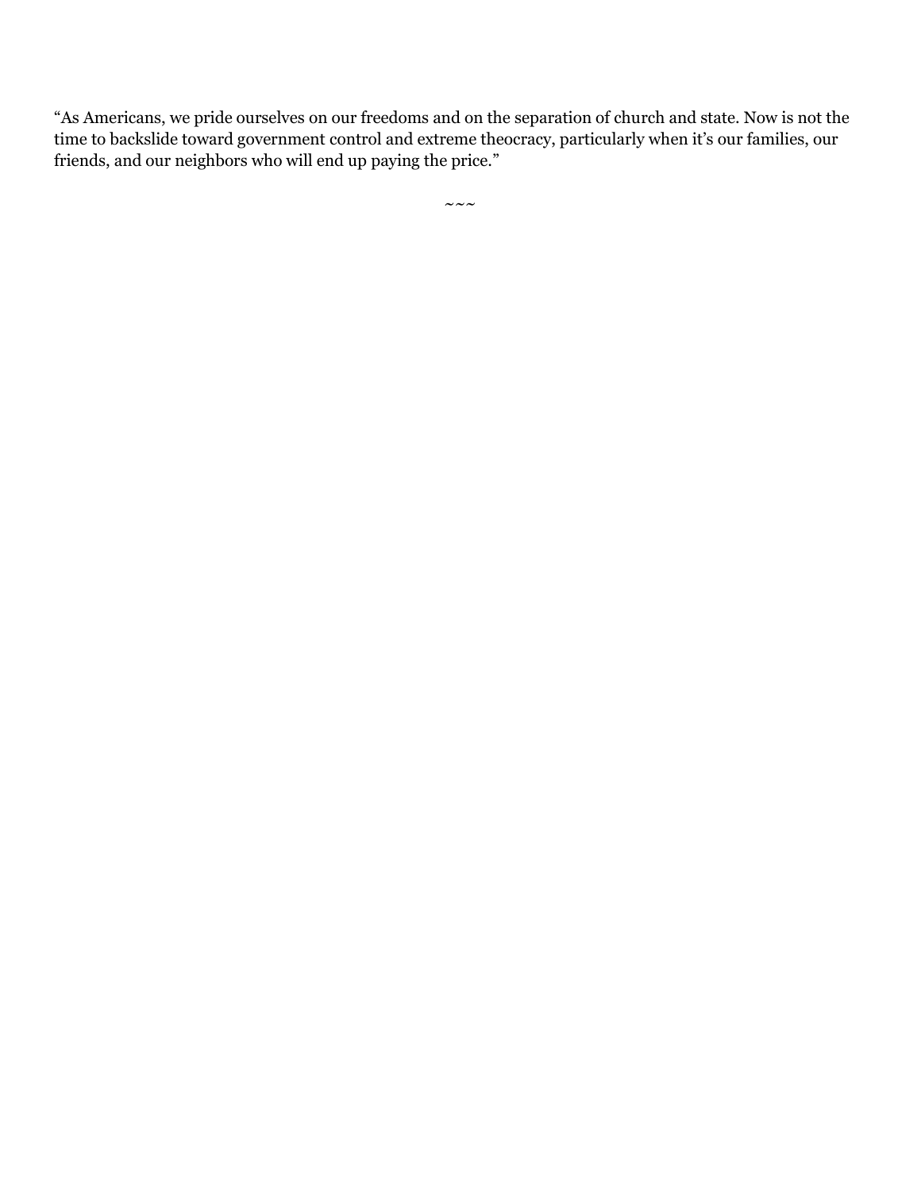"As Americans, we pride ourselves on our freedoms and on the separation of church and state. Now is not the time to backslide toward government control and extreme theocracy, particularly when it's our families, our friends, and our neighbors who will end up paying the price."

~~~